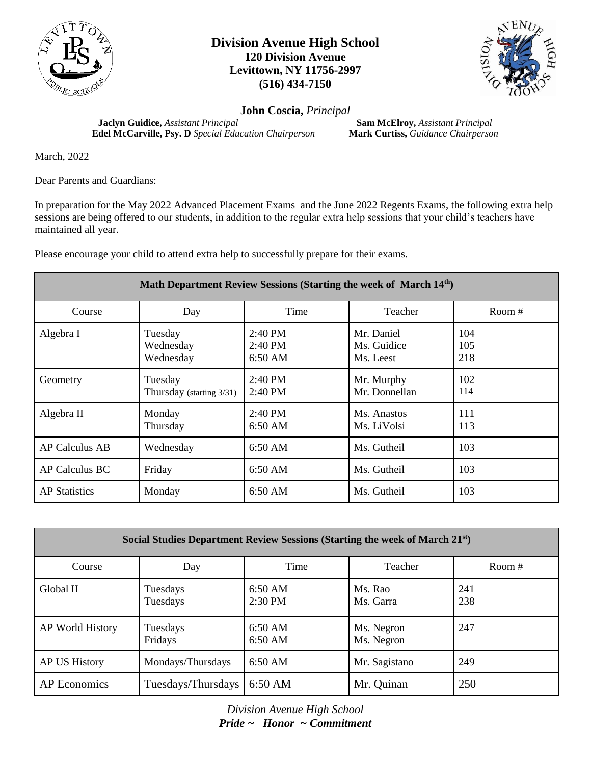# Division Avenue High School

**120 Division Avenue**
**Levittown, NY 11756-2997**
**(516) 434-7150**

**John Coscia,** *Principal*

**Jaclyn Guidice,** *Assistant Principal*
**Edel McCarville, Psy. D** *Special Education Chairperson*

**Sam McElroy,** *Assistant Principal*
**Mark Curtiss,** *Guidance Chairperson*

March, 2022

Dear Parents and Guardians:

In preparation for the May 2022 Advanced Placement Exams and the June 2022 Regents Exams, the following extra help sessions are being offered to our students, in addition to the regular extra help sessions that your child's teachers have maintained all year.

Please encourage your child to attend extra help to successfully prepare for their exams.

| **Math Department Review Sessions (Starting the week of March 14th)** | | | | |
|---|---|---|---|---|
| Course | Day | Time | Teacher | Room # |
| Algebra I | Tuesday<br>Wednesday<br>Wednesday | 2:40 PM<br>2:40 PM<br>6:50 AM | Mr. Daniel<br>Ms. Guidice<br>Ms. Leest | 104<br>105<br>218 |
| Geometry | Tuesday<br>Thursday (starting 3/31) | 2:40 PM<br>2:40 PM | Mr. Murphy<br>Mr. Donnellan | 102<br>114 |
| Algebra II | Monday<br>Thursday | 2:40 PM<br>6:50 AM | Ms. Anastos<br>Ms. LiVolsi | 111<br>113 |
| AP Calculus AB | Wednesday | 6:50 AM | Ms. Gutheil | 103 |
| AP Calculus BC | Friday | 6:50 AM | Ms. Gutheil | 103 |
| AP Statistics | Monday | 6:50 AM | Ms. Gutheil | 103 |

| **Social Studies Department Review Sessions (Starting the week of March 21st)** | | | | |
|---|---|---|---|---|
| Course | Day | Time | Teacher | Room # |
| Global II | Tuesdays<br>Tuesdays | 6:50 AM<br>2:30 PM | Ms. Rao<br>Ms. Garra | 241<br>238 |
| AP World History | Tuesdays<br>Fridays | 6:50 AM<br>6:50 AM | Ms. Negron<br>Ms. Negron | 247 |
| AP US History | Mondays/Thursdays | 6:50 AM | Mr. Sagistano | 249 |
| AP Economics | Tuesdays/Thursdays | 6:50 AM | Mr. Quinan | 250 |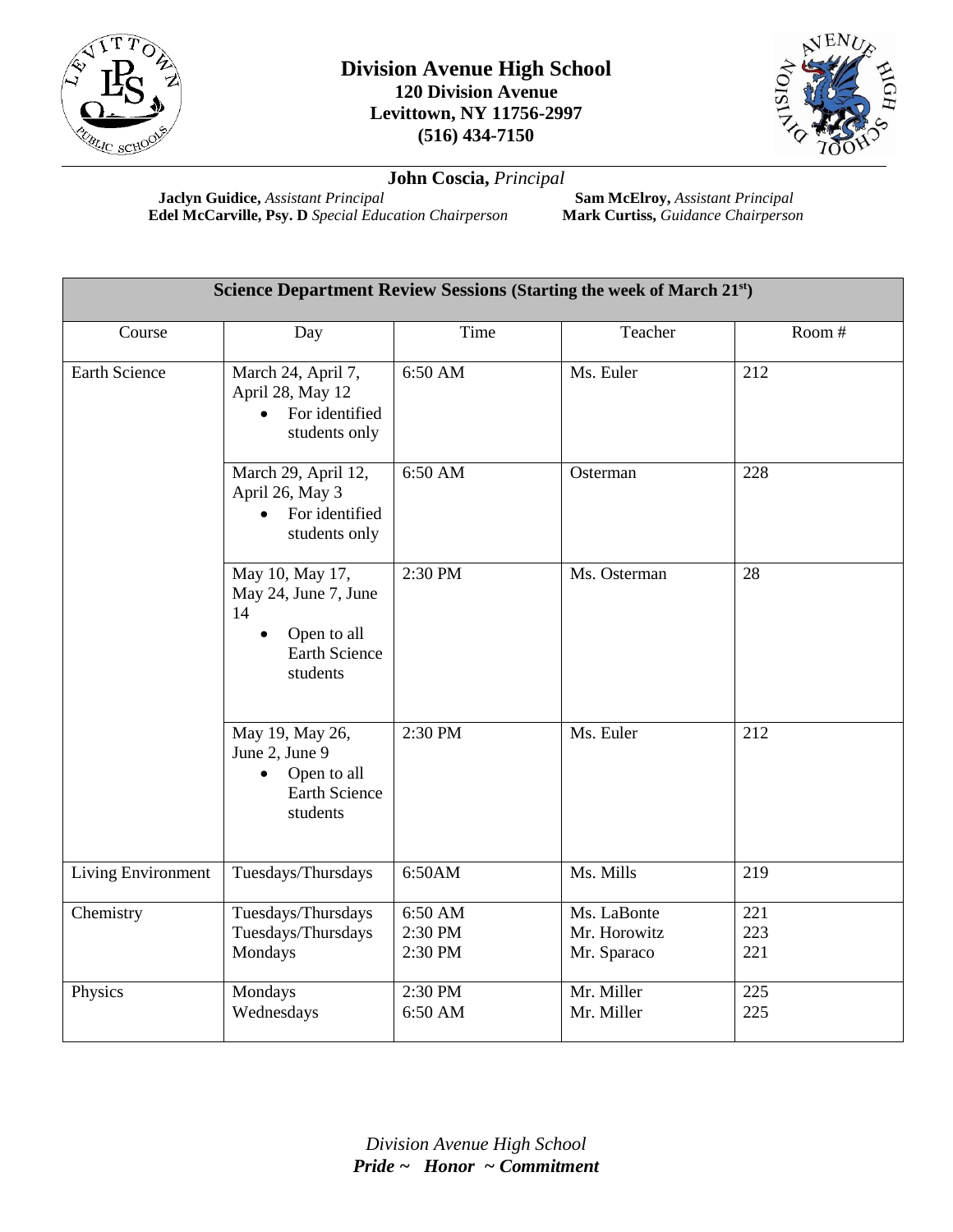# Division Avenue High School

**120 Division Avenue**
**Levittown, NY 11756-2997**
**(516) 434-7150**

**John Coscia,** *Principal*

**Jaclyn Guidice,** *Assistant Principal*
**Edel McCarville, Psy. D** *Special Education Chairperson*

**Sam McElroy,** *Assistant Principal*
**Mark Curtiss,** *Guidance Chairperson*

| **Science Department Review Sessions (Starting the week of March 21st)** | | | | |
|---|---|---|---|---|
| Course | Day | Time | Teacher | Room # |
| Earth Science | March 24, April 7, April 28, May 12 <br>• For identified students only | 6:50 AM | Ms. Euler | 212 |
| | March 29, April 12, April 26, May 3 <br>• For identified students only | 6:50 AM | Osterman | 228 |
| | May 10, May 17, May 24, June 7, June 14 <br>• Open to all Earth Science students | 2:30 PM | Ms. Osterman | 28 |
| | May 19, May 26, June 2, June 9 <br>• Open to all Earth Science students | 2:30 PM | Ms. Euler | 212 |
| Living Environment | Tuesdays/Thursdays | 6:50AM | Ms. Mills | 219 |
| Chemistry | Tuesdays/Thursdays <br>Tuesdays/Thursdays <br>Mondays | 6:50 AM <br>2:30 PM <br>2:30 PM | Ms. LaBonte <br>Mr. Horowitz <br>Mr. Sparaco | 221 <br>223 <br>221 |
| Physics | Mondays <br>Wednesdays | 2:30 PM <br>6:50 AM | Mr. Miller <br>Mr. Miller | 225 <br>225 |

*Division Avenue High School*
***Pride ~ Honor ~ Commitment***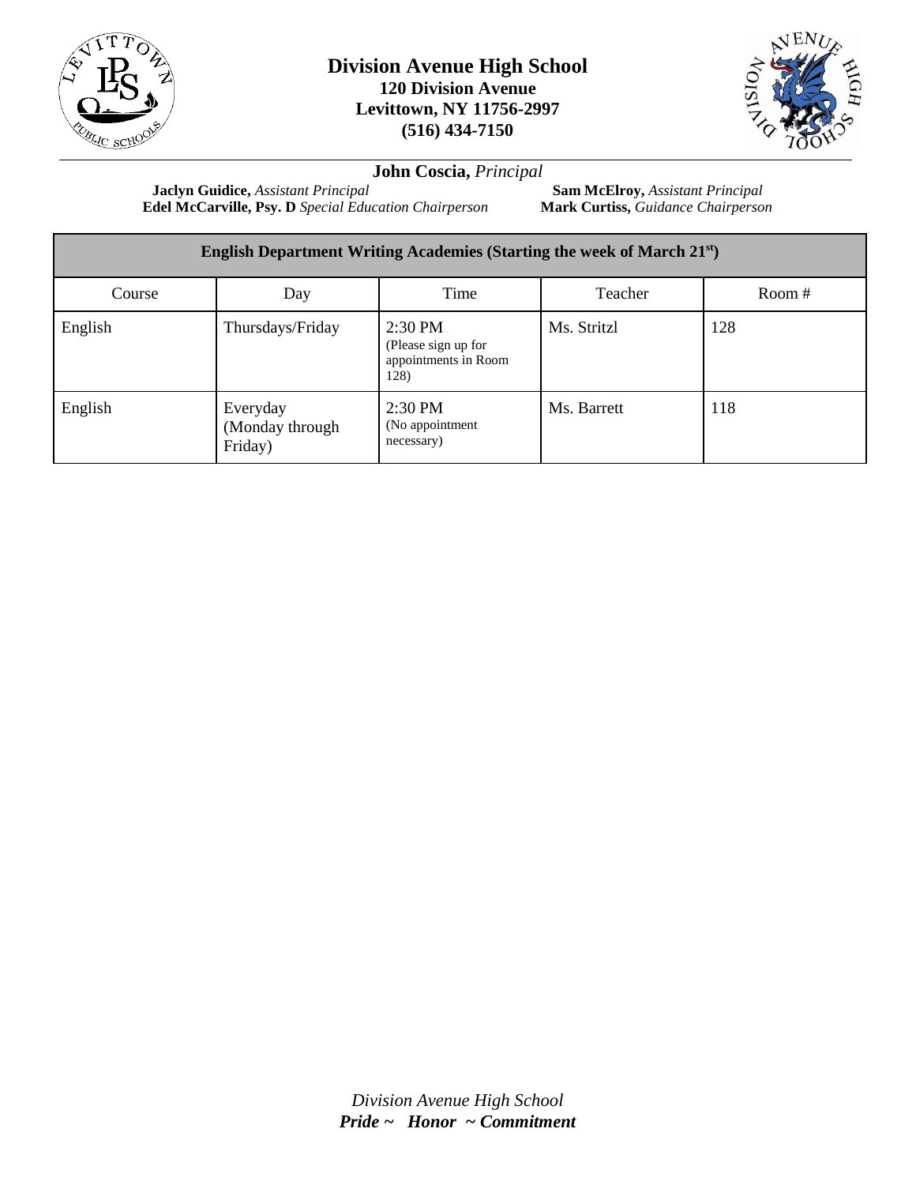# Division Avenue High School

**120 Division Avenue**
**Levittown, NY 11756-2997**
**(516) 434-7150**

**John Coscia,** *Principal*

**Jaclyn Guidice,** *Assistant Principal* | **Sam McElroy,** *Assistant Principal*
**Edel McCarville, Psy. D** *Special Education Chairperson* | **Mark Curtiss,** *Guidance Chairperson*

| **English Department Writing Academies (Starting the week of March 21st)** | | | | |
|---|---|---|---|---|
| Course | Day | Time | Teacher | Room # |
| English | Thursdays/Friday | 2:30 PM (Please sign up for appointments in Room 128) | Ms. Stritzl | 128 |
| English | Everyday (Monday through Friday) | 2:30 PM (No appointment necessary) | Ms. Barrett | 118 |

*Division Avenue High School*
***Pride ~ Honor ~ Commitment***